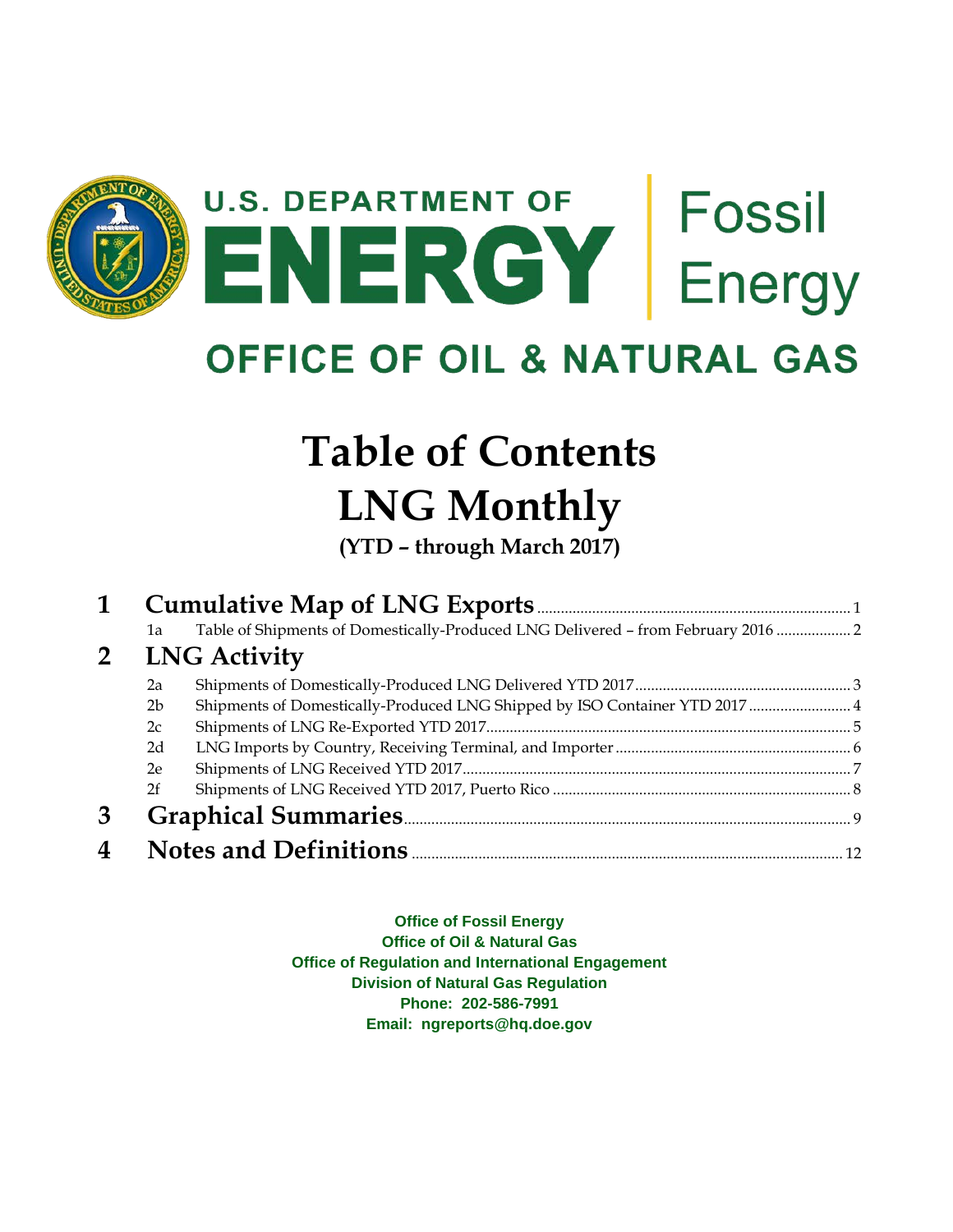U.S. DEPARTMENT OF ENERGY | Fossil Energy

OFFICE OF OIL & NATURAL GAS

# Table of Contents
# LNG Monthly

**(YTD – through March 2017)**

**1 Cumulative Map of LNG Exports** ..... 1
- 1a Table of Shipments of Domestically-Produced LNG Delivered – from February 2016 ..... 2

**2 LNG Activity**
- 2a Shipments of Domestically-Produced LNG Delivered YTD 2017 ..... 3
- 2b Shipments of Domestically-Produced LNG Shipped by ISO Container YTD 2017 ..... 4
- 2c Shipments of LNG Re-Exported YTD 2017 ..... 5
- 2d LNG Imports by Country, Receiving Terminal, and Importer ..... 6
- 2e Shipments of LNG Received YTD 2017 ..... 7
- 2f Shipments of LNG Received YTD 2017, Puerto Rico ..... 8

**3 Graphical Summaries** ..... 9

**4 Notes and Definitions** ..... 12

**Office of Fossil Energy**
**Office of Oil & Natural Gas**
**Office of Regulation and International Engagement**
**Division of Natural Gas Regulation**
**Phone: 202-586-7991**
**Email: ngreports@hq.doe.gov**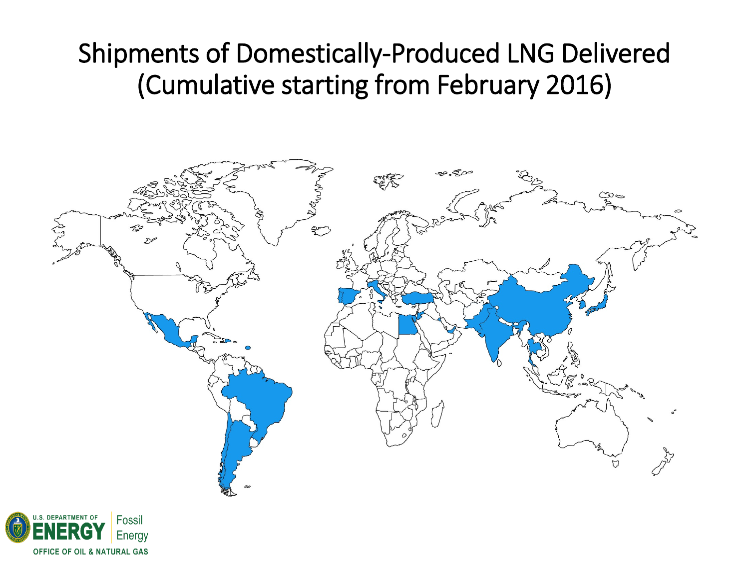# Shipments of Domestically-Produced LNG Delivered (Cumulative starting from February 2016)

U.S. DEPARTMENT OF ENERGY | Fossil Energy

OFFICE OF OIL & NATURAL GAS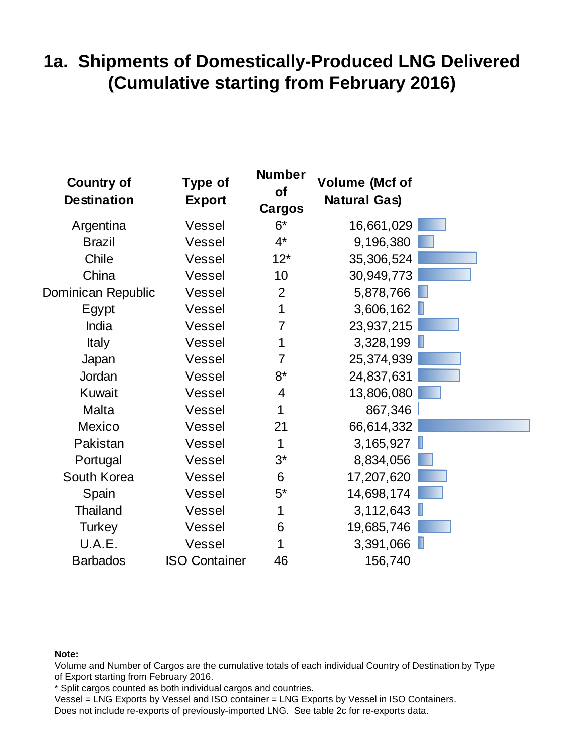# 1a. Shipments of Domestically-Produced LNG Delivered (Cumulative starting from February 2016)

| Country of Destination | Type of Export | Number of Cargos | Volume (Mcf of Natural Gas) |
|---|---|---|---|
| Argentina | Vessel | 6* | 16,661,029 |
| Brazil | Vessel | 4* | 9,196,380 |
| Chile | Vessel | 12* | 35,306,524 |
| China | Vessel | 10 | 30,949,773 |
| Dominican Republic | Vessel | 2 | 5,878,766 |
| Egypt | Vessel | 1 | 3,606,162 |
| India | Vessel | 7 | 23,937,215 |
| Italy | Vessel | 1 | 3,328,199 |
| Japan | Vessel | 7 | 25,374,939 |
| Jordan | Vessel | 8* | 24,837,631 |
| Kuwait | Vessel | 4 | 13,806,080 |
| Malta | Vessel | 1 | 867,346 |
| Mexico | Vessel | 21 | 66,614,332 |
| Pakistan | Vessel | 1 | 3,165,927 |
| Portugal | Vessel | 3* | 8,834,056 |
| South Korea | Vessel | 6 | 17,207,620 |
| Spain | Vessel | 5* | 14,698,174 |
| Thailand | Vessel | 1 | 3,112,643 |
| Turkey | Vessel | 6 | 19,685,746 |
| U.A.E. | Vessel | 1 | 3,391,066 |
| Barbados | ISO Container | 46 | 156,740 |

**Note:**
Volume and Number of Cargos are the cumulative totals of each individual Country of Destination by Type of Export starting from February 2016.
* Split cargos counted as both individual cargos and countries.
Vessel = LNG Exports by Vessel and ISO container = LNG Exports by Vessel in ISO Containers.
Does not include re-exports of previously-imported LNG. See table 2c for re-exports data.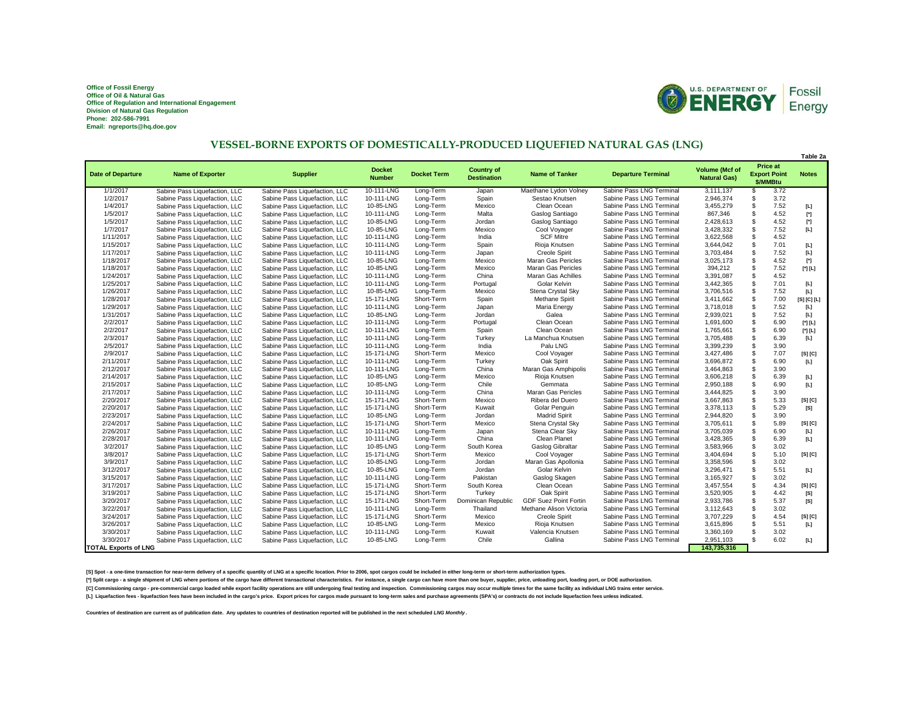**Office of Fossil Energy**
**Office of Oil & Natural Gas**
**Office of Regulation and International Engagement**
**Division of Natural Gas Regulation**
**Phone: 202-586-7991**
**Email: ngreports@hq.doe.gov**

U.S. DEPARTMENT OF ENERGY | Fossil Energy

# VESSEL-BORNE EXPORTS OF DOMESTICALLY-PRODUCED LIQUEFIED NATURAL GAS (LNG)

**Table 2a**

| Date of Departure | Name of Exporter | Supplier | Docket Number | Docket Term | Country of Destination | Name of Tanker | Departure Terminal | Volume (Mcf of Natural Gas) | Price at Export Point $/MMBtu | Notes |
|---|---|---|---|---|---|---|---|---|---|---|
| 1/1/2017 | Sabine Pass Liquefaction, LLC | Sabine Pass Liquefaction, LLC | 10-111-LNG | Long-Term | Japan | Maethane Lydon Volney | Sabine Pass LNG Terminal | 3,111,137 | $ 3.72 | |
| 1/2/2017 | Sabine Pass Liquefaction, LLC | Sabine Pass Liquefaction, LLC | 10-111-LNG | Long-Term | Spain | Sestao Knutsen | Sabine Pass LNG Terminal | 2,946,374 | $ 3.72 | |
| 1/4/2017 | Sabine Pass Liquefaction, LLC | Sabine Pass Liquefaction, LLC | 10-85-LNG | Long-Term | Mexico | Clean Ocean | Sabine Pass LNG Terminal | 3,455,279 | $ 7.52 | [L] |
| 1/5/2017 | Sabine Pass Liquefaction, LLC | Sabine Pass Liquefaction, LLC | 10-111-LNG | Long-Term | Malta | Gaslog Santiago | Sabine Pass LNG Terminal | 867,346 | $ 4.52 | [*] |
| 1/5/2017 | Sabine Pass Liquefaction, LLC | Sabine Pass Liquefaction, LLC | 10-85-LNG | Long-Term | Jordan | Gaslog Santiago | Sabine Pass LNG Terminal | 2,428,613 | $ 4.52 | [*] |
| 1/7/2017 | Sabine Pass Liquefaction, LLC | Sabine Pass Liquefaction, LLC | 10-85-LNG | Long-Term | Mexico | Cool Voyager | Sabine Pass LNG Terminal | 3,428,332 | $ 7.52 | [L] |
| 1/11/2017 | Sabine Pass Liquefaction, LLC | Sabine Pass Liquefaction, LLC | 10-111-LNG | Long-Term | India | SCF Mitre | Sabine Pass LNG Terminal | 3,622,568 | $ 4.52 | |
| 1/15/2017 | Sabine Pass Liquefaction, LLC | Sabine Pass Liquefaction, LLC | 10-111-LNG | Long-Term | Spain | Rioja Knutsen | Sabine Pass LNG Terminal | 3,644,042 | $ 7.01 | [L] |
| 1/17/2017 | Sabine Pass Liquefaction, LLC | Sabine Pass Liquefaction, LLC | 10-111-LNG | Long-Term | Japan | Creole Spirit | Sabine Pass LNG Terminal | 3,703,484 | $ 7.52 | [L] |
| 1/18/2017 | Sabine Pass Liquefaction, LLC | Sabine Pass Liquefaction, LLC | 10-85-LNG | Long-Term | Mexico | Maran Gas Pericles | Sabine Pass LNG Terminal | 3,025,173 | $ 4.52 | [*] |
| 1/18/2017 | Sabine Pass Liquefaction, LLC | Sabine Pass Liquefaction, LLC | 10-85-LNG | Long-Term | Mexico | Maran Gas Pericles | Sabine Pass LNG Terminal | 394,212 | $ 7.52 | [*] [L] |
| 1/24/2017 | Sabine Pass Liquefaction, LLC | Sabine Pass Liquefaction, LLC | 10-111-LNG | Long-Term | China | Maran Gas Achilles | Sabine Pass LNG Terminal | 3,391,087 | $ 4.52 | |
| 1/25/2017 | Sabine Pass Liquefaction, LLC | Sabine Pass Liquefaction, LLC | 10-111-LNG | Long-Term | Portugal | Golar Kelvin | Sabine Pass LNG Terminal | 3,442,365 | $ 7.01 | [L] |
| 1/26/2017 | Sabine Pass Liquefaction, LLC | Sabine Pass Liquefaction, LLC | 10-85-LNG | Long-Term | Mexico | Stena Crystal Sky | Sabine Pass LNG Terminal | 3,706,516 | $ 7.52 | [L] |
| 1/28/2017 | Sabine Pass Liquefaction, LLC | Sabine Pass Liquefaction, LLC | 15-171-LNG | Short-Term | Spain | Methane Spirit | Sabine Pass LNG Terminal | 3,411,662 | $ 7.00 | [S] [C] [L] |
| 1/29/2017 | Sabine Pass Liquefaction, LLC | Sabine Pass Liquefaction, LLC | 10-111-LNG | Long-Term | Japan | Maria Energy | Sabine Pass LNG Terminal | 3,718,018 | $ 7.52 | [L] |
| 1/31/2017 | Sabine Pass Liquefaction, LLC | Sabine Pass Liquefaction, LLC | 10-85-LNG | Long-Term | Jordan | Galea | Sabine Pass LNG Terminal | 2,939,021 | $ 7.52 | [L] |
| 2/2/2017 | Sabine Pass Liquefaction, LLC | Sabine Pass Liquefaction, LLC | 10-111-LNG | Long-Term | Portugal | Clean Ocean | Sabine Pass LNG Terminal | 1,691,600 | $ 6.90 | [*] [L] |
| 2/2/2017 | Sabine Pass Liquefaction, LLC | Sabine Pass Liquefaction, LLC | 10-111-LNG | Long-Term | Spain | Clean Ocean | Sabine Pass LNG Terminal | 1,765,661 | $ 6.90 | [*] [L] |
| 2/3/2017 | Sabine Pass Liquefaction, LLC | Sabine Pass Liquefaction, LLC | 10-111-LNG | Long-Term | Turkey | La Manchua Knutsen | Sabine Pass LNG Terminal | 3,705,488 | $ 6.39 | [L] |
| 2/5/2017 | Sabine Pass Liquefaction, LLC | Sabine Pass Liquefaction, LLC | 10-111-LNG | Long-Term | India | Palu LNG | Sabine Pass LNG Terminal | 3,399,239 | $ 3.90 | |
| 2/9/2017 | Sabine Pass Liquefaction, LLC | Sabine Pass Liquefaction, LLC | 15-171-LNG | Short-Term | Mexico | Cool Voyager | Sabine Pass LNG Terminal | 3,427,486 | $ 7.07 | [S] [C] |
| 2/11/2017 | Sabine Pass Liquefaction, LLC | Sabine Pass Liquefaction, LLC | 10-111-LNG | Long-Term | Turkey | Oak Spirit | Sabine Pass LNG Terminal | 3,696,872 | $ 6.90 | [L] |
| 2/12/2017 | Sabine Pass Liquefaction, LLC | Sabine Pass Liquefaction, LLC | 10-111-LNG | Long-Term | China | Maran Gas Amphipolis | Sabine Pass LNG Terminal | 3,464,863 | $ 3.90 | |
| 2/14/2017 | Sabine Pass Liquefaction, LLC | Sabine Pass Liquefaction, LLC | 10-85-LNG | Long-Term | Mexico | Rioja Knutsen | Sabine Pass LNG Terminal | 3,606,218 | $ 6.39 | [L] |
| 2/15/2017 | Sabine Pass Liquefaction, LLC | Sabine Pass Liquefaction, LLC | 10-85-LNG | Long-Term | Chile | Gemmata | Sabine Pass LNG Terminal | 2,950,188 | $ 6.90 | [L] |
| 2/17/2017 | Sabine Pass Liquefaction, LLC | Sabine Pass Liquefaction, LLC | 10-111-LNG | Long-Term | China | Maran Gas Pericles | Sabine Pass LNG Terminal | 3,444,825 | $ 3.90 | |
| 2/20/2017 | Sabine Pass Liquefaction, LLC | Sabine Pass Liquefaction, LLC | 15-171-LNG | Short-Term | Mexico | Ribera del Duero | Sabine Pass LNG Terminal | 3,667,863 | $ 5.33 | [S] [C] |
| 2/20/2017 | Sabine Pass Liquefaction, LLC | Sabine Pass Liquefaction, LLC | 15-171-LNG | Short-Term | Kuwait | Golar Penguin | Sabine Pass LNG Terminal | 3,378,113 | $ 5.29 | [S] |
| 2/23/2017 | Sabine Pass Liquefaction, LLC | Sabine Pass Liquefaction, LLC | 10-85-LNG | Long-Term | Jordan | Madrid Spirit | Sabine Pass LNG Terminal | 2,944,820 | $ 3.90 | |
| 2/24/2017 | Sabine Pass Liquefaction, LLC | Sabine Pass Liquefaction, LLC | 15-171-LNG | Short-Term | Mexico | Stena Crystal Sky | Sabine Pass LNG Terminal | 3,705,611 | $ 5.89 | [S] [C] |
| 2/26/2017 | Sabine Pass Liquefaction, LLC | Sabine Pass Liquefaction, LLC | 10-111-LNG | Long-Term | Japan | Stena Clear Sky | Sabine Pass LNG Terminal | 3,705,039 | $ 6.90 | [L] |
| 2/28/2017 | Sabine Pass Liquefaction, LLC | Sabine Pass Liquefaction, LLC | 10-111-LNG | Long-Term | China | Clean Planet | Sabine Pass LNG Terminal | 3,428,365 | $ 6.39 | [L] |
| 3/2/2017 | Sabine Pass Liquefaction, LLC | Sabine Pass Liquefaction, LLC | 10-85-LNG | Long-Term | South Korea | Gaslog Gibraltar | Sabine Pass LNG Terminal | 3,583,966 | $ 3.02 | |
| 3/8/2017 | Sabine Pass Liquefaction, LLC | Sabine Pass Liquefaction, LLC | 15-171-LNG | Short-Term | Mexico | Cool Voyager | Sabine Pass LNG Terminal | 3,404,694 | $ 5.10 | [S] [C] |
| 3/9/2017 | Sabine Pass Liquefaction, LLC | Sabine Pass Liquefaction, LLC | 10-85-LNG | Long-Term | Jordan | Maran Gas Apollonia | Sabine Pass LNG Terminal | 3,358,596 | $ 3.02 | |
| 3/12/2017 | Sabine Pass Liquefaction, LLC | Sabine Pass Liquefaction, LLC | 10-85-LNG | Long-Term | Jordan | Golar Kelvin | Sabine Pass LNG Terminal | 3,296,471 | $ 5.51 | [L] |
| 3/15/2017 | Sabine Pass Liquefaction, LLC | Sabine Pass Liquefaction, LLC | 10-111-LNG | Long-Term | Pakistan | Gaslog Skagen | Sabine Pass LNG Terminal | 3,165,927 | $ 3.02 | |
| 3/17/2017 | Sabine Pass Liquefaction, LLC | Sabine Pass Liquefaction, LLC | 15-171-LNG | Short-Term | South Korea | Clean Ocean | Sabine Pass LNG Terminal | 3,457,554 | $ 4.34 | [S] [C] |
| 3/19/2017 | Sabine Pass Liquefaction, LLC | Sabine Pass Liquefaction, LLC | 15-171-LNG | Short-Term | Turkey | Oak Spirit | Sabine Pass LNG Terminal | 3,520,905 | $ 4.42 | [S] |
| 3/20/2017 | Sabine Pass Liquefaction, LLC | Sabine Pass Liquefaction, LLC | 15-171-LNG | Short-Term | Dominican Republic | GDF Suez Point Fortin | Sabine Pass LNG Terminal | 2,933,786 | $ 5.37 | [S] |
| 3/22/2017 | Sabine Pass Liquefaction, LLC | Sabine Pass Liquefaction, LLC | 10-111-LNG | Long-Term | Thailand | Methane Alison Victoria | Sabine Pass LNG Terminal | 3,112,643 | $ 3.02 | |
| 3/24/2017 | Sabine Pass Liquefaction, LLC | Sabine Pass Liquefaction, LLC | 15-171-LNG | Short-Term | Mexico | Creole Spirit | Sabine Pass LNG Terminal | 3,707,229 | $ 4.54 | [S] [C] |
| 3/26/2017 | Sabine Pass Liquefaction, LLC | Sabine Pass Liquefaction, LLC | 10-85-LNG | Long-Term | Mexico | Rioja Knutsen | Sabine Pass LNG Terminal | 3,615,896 | $ 5.51 | [L] |
| 3/30/2017 | Sabine Pass Liquefaction, LLC | Sabine Pass Liquefaction, LLC | 10-111-LNG | Long-Term | Kuwait | Valencia Knutsen | Sabine Pass LNG Terminal | 3,360,169 | $ 3.02 | |
| 3/30/2017 | Sabine Pass Liquefaction, LLC | Sabine Pass Liquefaction, LLC | 10-85-LNG | Long-Term | Chile | Gallina | Sabine Pass LNG Terminal | 2,951,103 | $ 6.02 | [L] |
| **TOTAL Exports of LNG** | | | | | | | | **143,735,316** | | |

**[S] Spot - a one-time transaction for near-term delivery of a specific quantity of LNG at a specific location. Prior to 2006, spot cargos could be included in either long-term or short-term authorization types.**

**[*] Split cargo - a single shipment of LNG where portions of the cargo have different transactional characteristics. For instance, a single cargo can have more than one buyer, supplier, price, unloading port, loading port, or DOE authorization.**

**[C] Commissioning cargo - pre-commercial cargo loaded while export facility operations are still undergoing final testing and inspection. Commissioning cargos may occur multiple times for the same facility as individual LNG trains enter service.**

**[L] Liquefaction fees - liquefaction fees have been included in the cargo's price. Export prices for cargos made pursuant to long-term sales and purchase agreements (SPA's) or contracts do not include liquefaction fees unless indicated.**

**Countries of destination are current as of publication date. Any updates to countries of destination reported will be published in the next scheduled *LNG Monthly*.**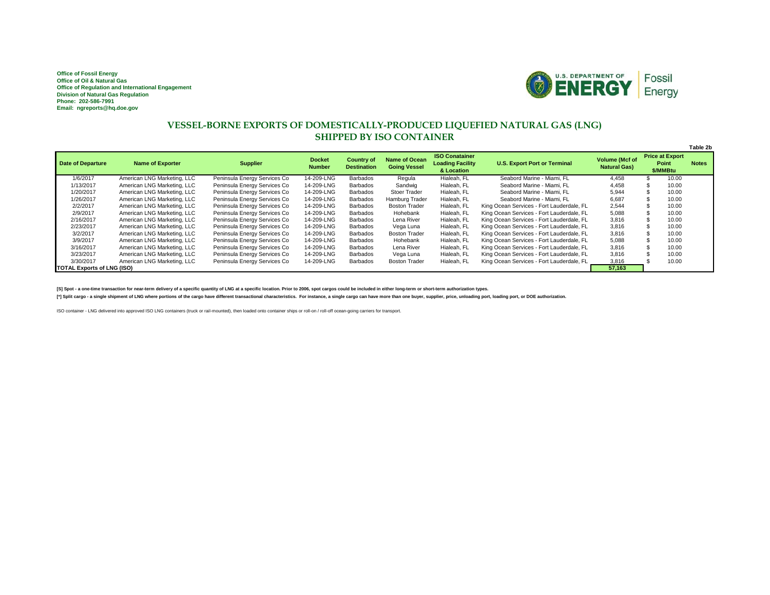**Office of Fossil Energy**
**Office of Oil & Natural Gas**
**Office of Regulation and International Engagement**
**Division of Natural Gas Regulation**
**Phone: 202-586-7991**
**Email: ngreports@hq.doe.gov**

U.S. DEPARTMENT OF ENERGY | Fossil Energy

# VESSEL-BORNE EXPORTS OF DOMESTICALLY-PRODUCED LIQUEFIED NATURAL GAS (LNG) SHIPPED BY ISO CONTAINER

**Table 2b**

| Date of Departure | Name of Exporter | Supplier | Docket Number | Country of Destination | Name of Ocean Going Vessel | ISO Conatainer Loading Facility & Location | U.S. Export Port or Terminal | Volume (Mcf of Natural Gas) | Price at Export Point $/MMBtu | Notes |
|---|---|---|---|---|---|---|---|---|---|---|
| 1/6/2017 | American LNG Marketing, LLC | Peninsula Energy Services Co | 14-209-LNG | Barbados | Regula | Hialeah, FL | Seabord Marine - Miami, FL | 4,458 | $ 10.00 | |
| 1/13/2017 | American LNG Marketing, LLC | Peninsula Energy Services Co | 14-209-LNG | Barbados | Sandwig | Hialeah, FL | Seabord Marine - Miami, FL | 4,458 | $ 10.00 | |
| 1/20/2017 | American LNG Marketing, LLC | Peninsula Energy Services Co | 14-209-LNG | Barbados | Stoer Trader | Hialeah, FL | Seabord Marine - Miami, FL | 5,944 | $ 10.00 | |
| 1/26/2017 | American LNG Marketing, LLC | Peninsula Energy Services Co | 14-209-LNG | Barbados | Hamburg Trader | Hialeah, FL | Seabord Marine - Miami, FL | 6,687 | $ 10.00 | |
| 2/2/2017 | American LNG Marketing, LLC | Peninsula Energy Services Co | 14-209-LNG | Barbados | Boston Trader | Hialeah, FL | King Ocean Services - Fort Lauderdale, FL | 2,544 | $ 10.00 | |
| 2/9/2017 | American LNG Marketing, LLC | Peninsula Energy Services Co | 14-209-LNG | Barbados | Hohebank | Hialeah, FL | King Ocean Services - Fort Lauderdale, FL | 5,088 | $ 10.00 | |
| 2/16/2017 | American LNG Marketing, LLC | Peninsula Energy Services Co | 14-209-LNG | Barbados | Lena River | Hialeah, FL | King Ocean Services - Fort Lauderdale, FL | 3,816 | $ 10.00 | |
| 2/23/2017 | American LNG Marketing, LLC | Peninsula Energy Services Co | 14-209-LNG | Barbados | Vega Luna | Hialeah, FL | King Ocean Services - Fort Lauderdale, FL | 3,816 | $ 10.00 | |
| 3/2/2017 | American LNG Marketing, LLC | Peninsula Energy Services Co | 14-209-LNG | Barbados | Boston Trader | Hialeah, FL | King Ocean Services - Fort Lauderdale, FL | 3,816 | $ 10.00 | |
| 3/9/2017 | American LNG Marketing, LLC | Peninsula Energy Services Co | 14-209-LNG | Barbados | Hohebank | Hialeah, FL | King Ocean Services - Fort Lauderdale, FL | 5,088 | $ 10.00 | |
| 3/16/2017 | American LNG Marketing, LLC | Peninsula Energy Services Co | 14-209-LNG | Barbados | Lena River | Hialeah, FL | King Ocean Services - Fort Lauderdale, FL | 3,816 | $ 10.00 | |
| 3/23/2017 | American LNG Marketing, LLC | Peninsula Energy Services Co | 14-209-LNG | Barbados | Vega Luna | Hialeah, FL | King Ocean Services - Fort Lauderdale, FL | 3,816 | $ 10.00 | |
| 3/30/2017 | American LNG Marketing, LLC | Peninsula Energy Services Co | 14-209-LNG | Barbados | Boston Trader | Hialeah, FL | King Ocean Services - Fort Lauderdale, FL | 3,816 | $ 10.00 | |
| **TOTAL Exports of LNG (ISO)** | | | | | | | | **57,163** | | |

**[S] Spot - a one-time transaction for near-term delivery of a specific quantity of LNG at a specific location. Prior to 2006, spot cargos could be included in either long-term or short-term authorization types.**

**[*] Split cargo - a single shipment of LNG where portions of the cargo have different transactional characteristics. For instance, a single cargo can have more than one buyer, supplier, price, unloading port, loading port, or DOE authorization.**

ISO container - LNG delivered into approved ISO LNG containers (truck or rail-mounted), then loaded onto container ships or roll-on / roll-off ocean-going carriers for transport.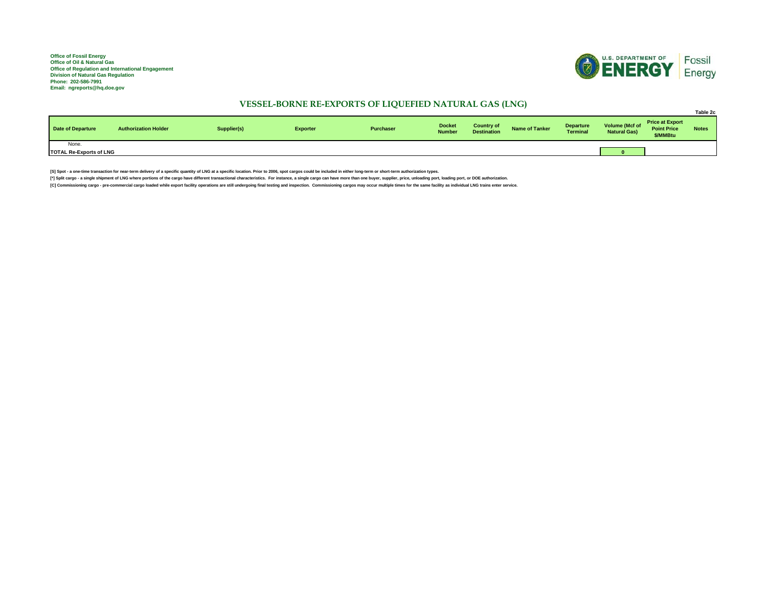Office of Fossil Energy
Office of Oil & Natural Gas
Office of Regulation and International Engagement
Division of Natural Gas Regulation
Phone: 202-586-7991
Email: ngreports@hq.doe.gov

U.S. DEPARTMENT OF ENERGY | Fossil Energy

# VESSEL-BORNE RE-EXPORTS OF LIQUEFIED NATURAL GAS (LNG)

Table 2c

| Date of Departure | Authorization Holder | Supplier(s) | Exporter | Purchaser | Docket Number | Country of Destination | Name of Tanker | Departure Terminal | Volume (Mcf of Natural Gas) | Price at Export Point Price $/MMBtu | Notes |
|---|---|---|---|---|---|---|---|---|---|---|---|
| None. | | | | | | | | | | | |
| **TOTAL Re-Exports of LNG** | | | | | | | | | **0** | | |

**[S] Spot - a one-time transaction for near-term delivery of a specific quantity of LNG at a specific location. Prior to 2006, spot cargos could be included in either long-term or short-term authorization types.**

**[*] Split cargo - a single shipment of LNG where portions of the cargo have different transactional characteristics. For instance, a single cargo can have more than one buyer, supplier, price, unloading port, loading port, or DOE authorization.**

**[C] Commissioning cargo - pre-commercial cargo loaded while export facility operations are still undergoing final testing and inspection. Commissioning cargos may occur multiple times for the same facility as individual LNG trains enter service.**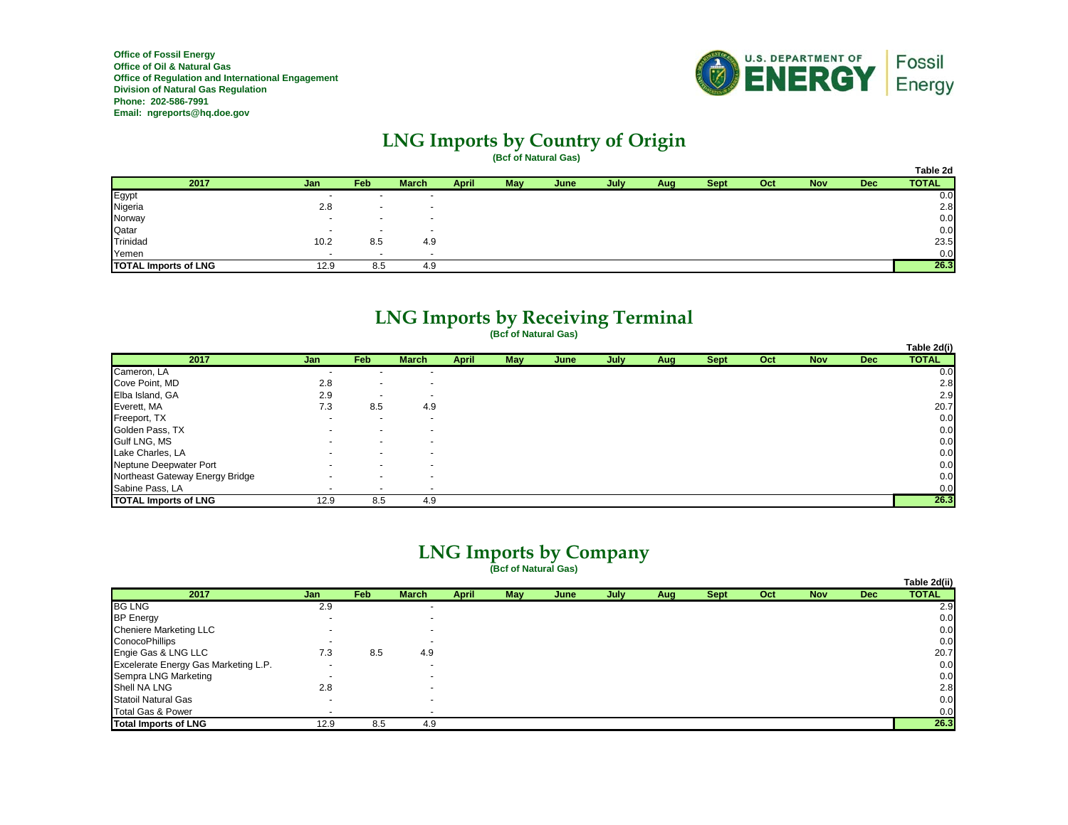**Office of Fossil Energy**
**Office of Oil & Natural Gas**
**Office of Regulation and International Engagement**
**Division of Natural Gas Regulation**
**Phone: 202-586-7991**
**Email: ngreports@hq.doe.gov**

U.S. DEPARTMENT OF ENERGY | Fossil Energy

# LNG Imports by Country of Origin

**(Bcf of Natural Gas)**

**Table 2d**

| 2017 | Jan | Feb | March | April | May | June | July | Aug | Sept | Oct | Nov | Dec | TOTAL |
|---|---|---|---|---|---|---|---|---|---|---|---|---|---|
| Egypt | - | - | - | | | | | | | | | | 0.0 |
| Nigeria | 2.8 | - | - | | | | | | | | | | 2.8 |
| Norway | - | - | - | | | | | | | | | | 0.0 |
| Qatar | - | - | - | | | | | | | | | | 0.0 |
| Trinidad | 10.2 | 8.5 | 4.9 | | | | | | | | | | 23.5 |
| Yemen | - | - | - | | | | | | | | | | 0.0 |
| **TOTAL Imports of LNG** | 12.9 | 8.5 | 4.9 | | | | | | | | | | **26.3** |

# LNG Imports by Receiving Terminal

**(Bcf of Natural Gas)**

**Table 2d(i)**

| 2017 | Jan | Feb | March | April | May | June | July | Aug | Sept | Oct | Nov | Dec | TOTAL |
|---|---|---|---|---|---|---|---|---|---|---|---|---|---|
| Cameron, LA | - | - | - | | | | | | | | | | 0.0 |
| Cove Point, MD | 2.8 | - | - | | | | | | | | | | 2.8 |
| Elba Island, GA | 2.9 | - | - | | | | | | | | | | 2.9 |
| Everett, MA | 7.3 | 8.5 | 4.9 | | | | | | | | | | 20.7 |
| Freeport, TX | - | - | - | | | | | | | | | | 0.0 |
| Golden Pass, TX | - | - | - | | | | | | | | | | 0.0 |
| Gulf LNG, MS | - | - | - | | | | | | | | | | 0.0 |
| Lake Charles, LA | - | - | - | | | | | | | | | | 0.0 |
| Neptune Deepwater Port | - | - | - | | | | | | | | | | 0.0 |
| Northeast Gateway Energy Bridge | - | - | - | | | | | | | | | | 0.0 |
| Sabine Pass, LA | - | - | - | | | | | | | | | | 0.0 |
| **TOTAL Imports of LNG** | 12.9 | 8.5 | 4.9 | | | | | | | | | | **26.3** |

# LNG Imports by Company

**(Bcf of Natural Gas)**

**Table 2d(ii)**

| 2017 | Jan | Feb | March | April | May | June | July | Aug | Sept | Oct | Nov | Dec | TOTAL |
|---|---|---|---|---|---|---|---|---|---|---|---|---|---|
| BG LNG | 2.9 | | - | | | | | | | | | | 2.9 |
| BP Energy | - | | - | | | | | | | | | | 0.0 |
| Cheniere Marketing LLC | - | | - | | | | | | | | | | 0.0 |
| ConocoPhillips | - | | - | | | | | | | | | | 0.0 |
| Engie Gas & LNG LLC | 7.3 | 8.5 | 4.9 | | | | | | | | | | 20.7 |
| Excelerate Energy Gas Marketing L.P. | - | | - | | | | | | | | | | 0.0 |
| Sempra LNG Marketing | - | | - | | | | | | | | | | 0.0 |
| Shell NA LNG | 2.8 | | - | | | | | | | | | | 2.8 |
| Statoil Natural Gas | - | | - | | | | | | | | | | 0.0 |
| Total Gas & Power | - | | - | | | | | | | | | | 0.0 |
| **Total Imports of LNG** | 12.9 | 8.5 | 4.9 | | | | | | | | | | **26.3** |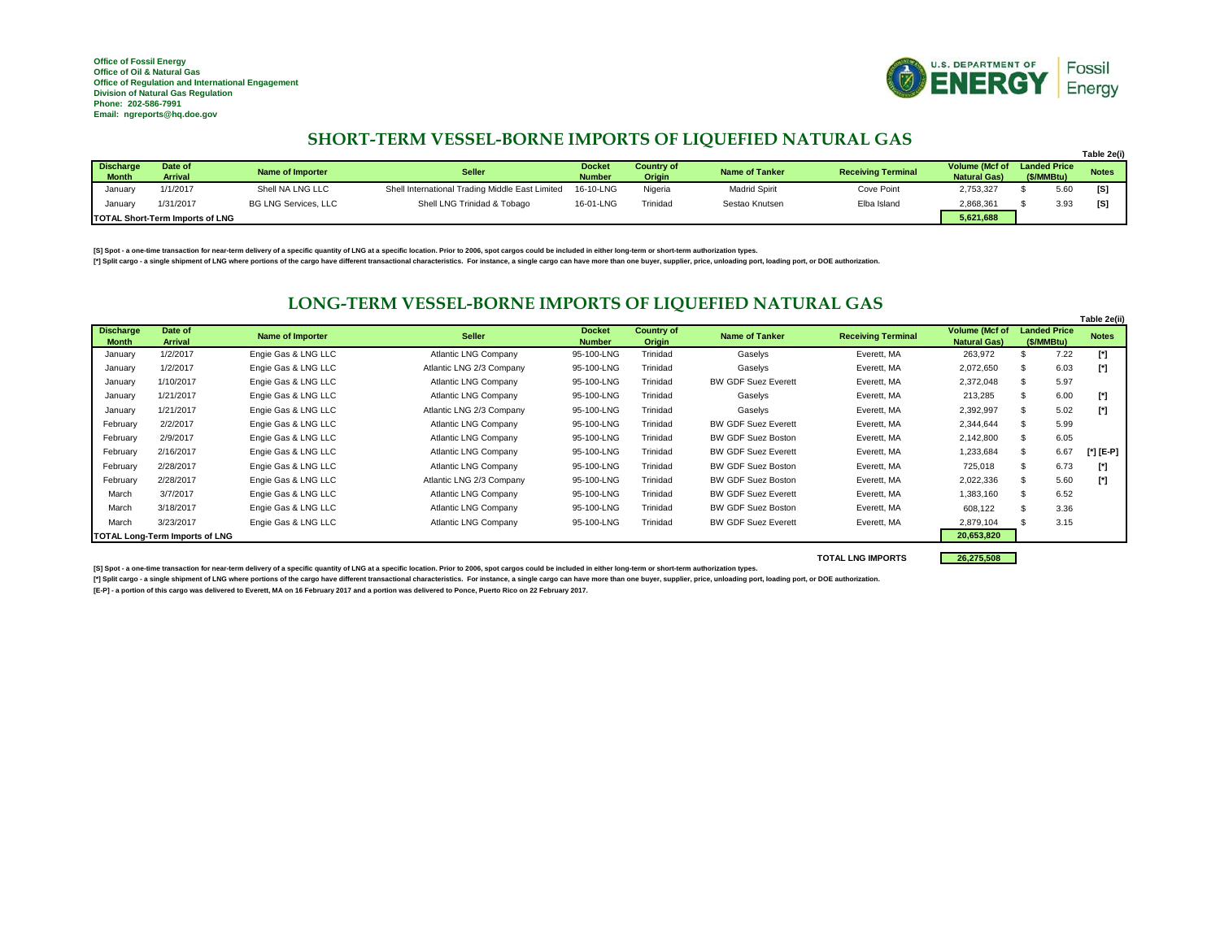**Office of Fossil Energy**
**Office of Oil & Natural Gas**
**Office of Regulation and International Engagement**
**Division of Natural Gas Regulation**
**Phone: 202-586-7991**
**Email: ngreports@hq.doe.gov**

U.S. DEPARTMENT OF ENERGY | Fossil Energy

## SHORT-TERM VESSEL-BORNE IMPORTS OF LIQUEFIED NATURAL GAS

Table 2e(i)

| Discharge Month | Date of Arrival | Name of Importer | Seller | Docket Number | Country of Origin | Name of Tanker | Receiving Terminal | Volume (Mcf of Natural Gas) | Landed Price ($/MMBtu) | Notes |
|---|---|---|---|---|---|---|---|---|---|---|
| January | 1/1/2017 | Shell NA LNG LLC | Shell International Trading Middle East Limited | 16-10-LNG | Nigeria | Madrid Spirit | Cove Point | 2,753,327 | $ 5.60 | [S] |
| January | 1/31/2017 | BG LNG Services, LLC | Shell LNG Trinidad & Tobago | 16-01-LNG | Trinidad | Sestao Knutsen | Elba Island | 2,868,361 | $ 3.93 | [S] |
| **TOTAL Short-Term Imports of LNG** | | | | | | | | **5,621,688** | | |

**[S] Spot - a one-time transaction for near-term delivery of a specific quantity of LNG at a specific location. Prior to 2006, spot cargos could be included in either long-term or short-term authorization types.**

**[*] Split cargo - a single shipment of LNG where portions of the cargo have different transactional characteristics. For instance, a single cargo can have more than one buyer, supplier, price, unloading port, loading port, or DOE authorization.**

## LONG-TERM VESSEL-BORNE IMPORTS OF LIQUEFIED NATURAL GAS

Table 2e(ii)

| Discharge Month | Date of Arrival | Name of Importer | Seller | Docket Number | Country of Origin | Name of Tanker | Receiving Terminal | Volume (Mcf of Natural Gas) | Landed Price ($/MMBtu) | Notes |
|---|---|---|---|---|---|---|---|---|---|---|
| January | 1/2/2017 | Engie Gas & LNG LLC | Atlantic LNG Company | 95-100-LNG | Trinidad | Gaselys | Everett, MA | 263,972 | $ 7.22 | [*] |
| January | 1/2/2017 | Engie Gas & LNG LLC | Atlantic LNG 2/3 Company | 95-100-LNG | Trinidad | Gaselys | Everett, MA | 2,072,650 | $ 6.03 | [*] |
| January | 1/10/2017 | Engie Gas & LNG LLC | Atlantic LNG Company | 95-100-LNG | Trinidad | BW GDF Suez Everett | Everett, MA | 2,372,048 | $ 5.97 | |
| January | 1/21/2017 | Engie Gas & LNG LLC | Atlantic LNG Company | 95-100-LNG | Trinidad | Gaselys | Everett, MA | 213,285 | $ 6.00 | [*] |
| January | 1/21/2017 | Engie Gas & LNG LLC | Atlantic LNG 2/3 Company | 95-100-LNG | Trinidad | Gaselys | Everett, MA | 2,392,997 | $ 5.02 | [*] |
| February | 2/2/2017 | Engie Gas & LNG LLC | Atlantic LNG Company | 95-100-LNG | Trinidad | BW GDF Suez Everett | Everett, MA | 2,344,644 | $ 5.99 | |
| February | 2/9/2017 | Engie Gas & LNG LLC | Atlantic LNG Company | 95-100-LNG | Trinidad | BW GDF Suez Boston | Everett, MA | 2,142,800 | $ 6.05 | |
| February | 2/16/2017 | Engie Gas & LNG LLC | Atlantic LNG Company | 95-100-LNG | Trinidad | BW GDF Suez Everett | Everett, MA | 1,233,684 | $ 6.67 | [*] [E-P] |
| February | 2/28/2017 | Engie Gas & LNG LLC | Atlantic LNG Company | 95-100-LNG | Trinidad | BW GDF Suez Boston | Everett, MA | 725,018 | $ 6.73 | [*] |
| February | 2/28/2017 | Engie Gas & LNG LLC | Atlantic LNG 2/3 Company | 95-100-LNG | Trinidad | BW GDF Suez Boston | Everett, MA | 2,022,336 | $ 5.60 | [*] |
| March | 3/7/2017 | Engie Gas & LNG LLC | Atlantic LNG Company | 95-100-LNG | Trinidad | BW GDF Suez Everett | Everett, MA | 1,383,160 | $ 6.52 | |
| March | 3/18/2017 | Engie Gas & LNG LLC | Atlantic LNG Company | 95-100-LNG | Trinidad | BW GDF Suez Boston | Everett, MA | 608,122 | $ 3.36 | |
| March | 3/23/2017 | Engie Gas & LNG LLC | Atlantic LNG Company | 95-100-LNG | Trinidad | BW GDF Suez Everett | Everett, MA | 2,879,104 | $ 3.15 | |
| **TOTAL Long-Term Imports of LNG** | | | | | | | | **20,653,820** | | |

**TOTAL LNG IMPORTS** **26,275,508**

**[S] Spot - a one-time transaction for near-term delivery of a specific quantity of LNG at a specific location. Prior to 2006, spot cargos could be included in either long-term or short-term authorization types.**

**[*] Split cargo - a single shipment of LNG where portions of the cargo have different transactional characteristics. For instance, a single cargo can have more than one buyer, supplier, price, unloading port, loading port, or DOE authorization.**

**[E-P] - a portion of this cargo was delivered to Everett, MA on 16 February 2017 and a portion was delivered to Ponce, Puerto Rico on 22 February 2017.**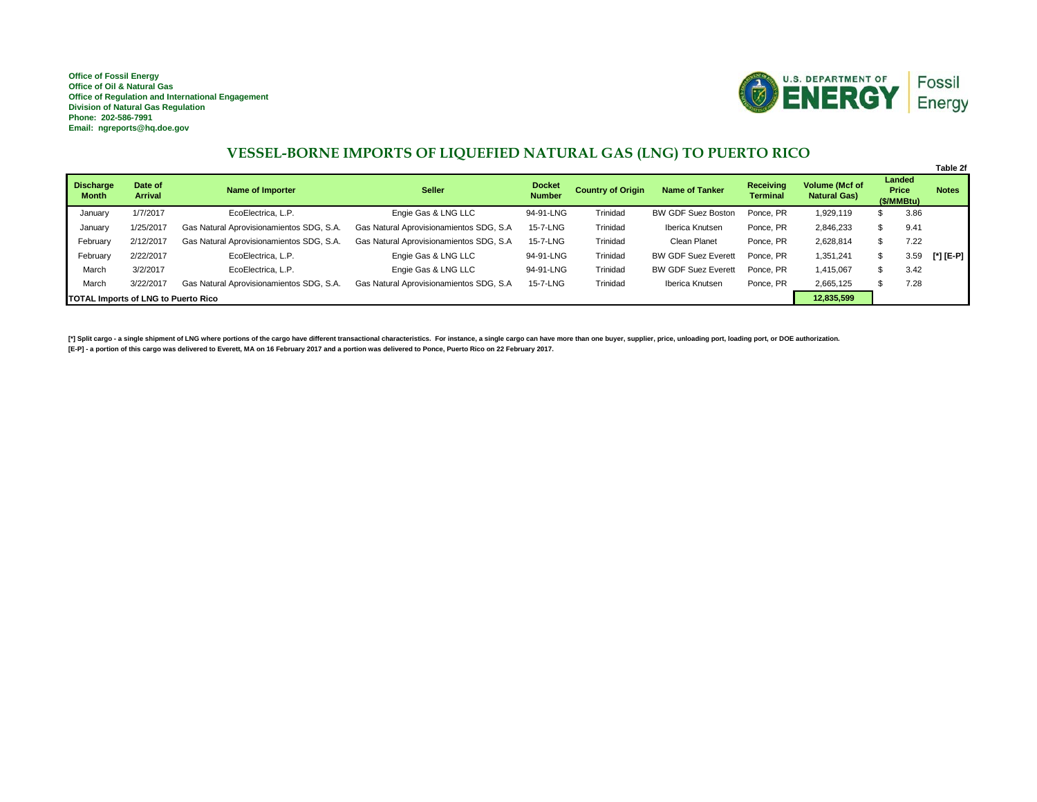Office of Fossil Energy
Office of Oil & Natural Gas
Office of Regulation and International Engagement
Division of Natural Gas Regulation
Phone: 202-586-7991
Email: ngreports@hq.doe.gov

U.S. DEPARTMENT OF ENERGY | Fossil Energy

# VESSEL-BORNE IMPORTS OF LIQUEFIED NATURAL GAS (LNG) TO PUERTO RICO

Table 2f

| Discharge Month | Date of Arrival | Name of Importer | Seller | Docket Number | Country of Origin | Name of Tanker | Receiving Terminal | Volume (Mcf of Natural Gas) | Landed Price ($/MMBtu) | Notes |
|---|---|---|---|---|---|---|---|---|---|---|
| January | 1/7/2017 | EcoElectrica, L.P. | Engie Gas & LNG LLC | 94-91-LNG | Trinidad | BW GDF Suez Boston | Ponce, PR | 1,929,119 | $ 3.86 | |
| January | 1/25/2017 | Gas Natural Aprovisionamientos SDG, S.A. | Gas Natural Aprovisionamientos SDG, S.A | 15-7-LNG | Trinidad | Iberica Knutsen | Ponce, PR | 2,846,233 | $ 9.41 | |
| February | 2/12/2017 | Gas Natural Aprovisionamientos SDG, S.A. | Gas Natural Aprovisionamientos SDG, S.A | 15-7-LNG | Trinidad | Clean Planet | Ponce, PR | 2,628,814 | $ 7.22 | |
| February | 2/22/2017 | EcoElectrica, L.P. | Engie Gas & LNG LLC | 94-91-LNG | Trinidad | BW GDF Suez Everett | Ponce, PR | 1,351,241 | $ 3.59 | [*] [E-P] |
| March | 3/2/2017 | EcoElectrica, L.P. | Engie Gas & LNG LLC | 94-91-LNG | Trinidad | BW GDF Suez Everett | Ponce, PR | 1,415,067 | $ 3.42 | |
| March | 3/22/2017 | Gas Natural Aprovisionamientos SDG, S.A. | Gas Natural Aprovisionamientos SDG, S.A | 15-7-LNG | Trinidad | Iberica Knutsen | Ponce, PR | 2,665,125 | $ 7.28 | |
| **TOTAL Imports of LNG to Puerto Rico** | | | | | | | | **12,835,599** | | |

**[*] Split cargo - a single shipment of LNG where portions of the cargo have different transactional characteristics. For instance, a single cargo can have more than one buyer, supplier, price, unloading port, loading port, or DOE authorization.**

**[E-P] - a portion of this cargo was delivered to Everett, MA on 16 February 2017 and a portion was delivered to Ponce, Puerto Rico on 22 February 2017.**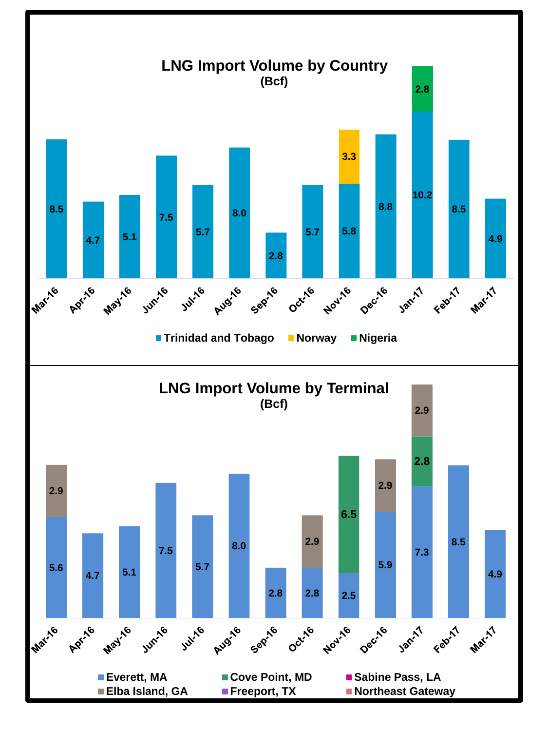LNG Import Volume by Country
(Bcf)

8.5
4.7
5.1
7.5
5.7
8.0
2.8
5.7
5.8
3.3
8.8
10.2
2.8
8.5
4.9

Mar-16 Apr-16 May-16 Jun-16 Jul-16 Aug-16 Sep-16 Oct-16 Nov-16 Dec-16 Jan-17 Feb-17 Mar-17

Trinidad and Tobago, Norway, Nigeria

LNG Import Volume by Terminal
(Bcf)

5.6
2.9
4.7
5.1
7.5
5.7
8.0
2.8
2.8
2.9
2.5
6.5
5.9
2.9
7.3
2.8
2.9
8.5
4.9

Mar-16 Apr-16 May-16 Jun-16 Jul-16 Aug-16 Sep-16 Oct-16 Nov-16 Dec-16 Jan-17 Feb-17 Mar-17

Everett, MA; Cove Point, MD; Sabine Pass, LA; Elba Island, GA; Freeport, TX; Northeast Gateway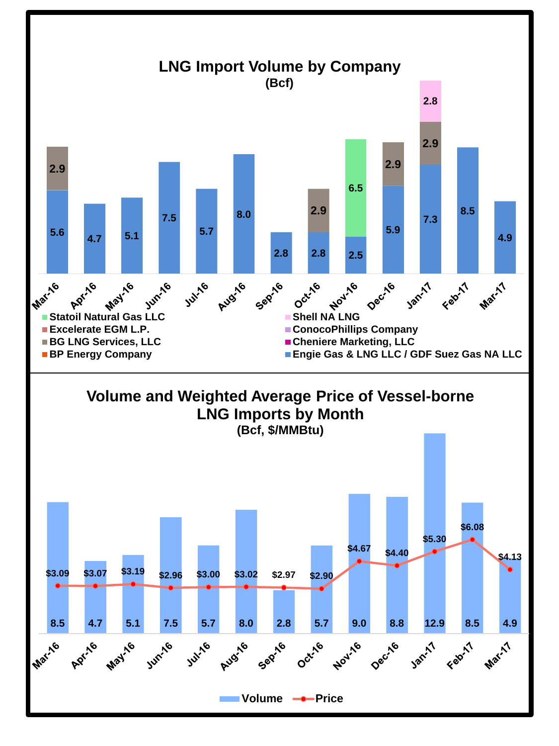## LNG Import Volume by Company

(Bcf)

2.9
5.6
4.7
5.1
7.5
5.7
8.0
2.8
2.9
2.8
6.5
2.5
2.9
5.9
2.8
2.9
7.3
8.5
4.9

Mar-16 Apr-16 May-16 Jun-16 Jul-16 Aug-16 Sep-16 Oct-16 Nov-16 Dec-16 Jan-17 Feb-17 Mar-17

Statoil Natural Gas LLC
Shell NA LNG
Excelerate EGM L.P.
ConocoPhillips Company
BG LNG Services, LLC
Cheniere Marketing, LLC
BP Energy Company
Engie Gas & LNG LLC / GDF Suez Gas NA LLC

## Volume and Weighted Average Price of Vessel-borne LNG Imports by Month

(Bcf, $/MMBtu)

$3.09 $3.07 $3.19 $2.96 $3.00 $3.02 $2.97 $2.90 $4.67 $4.40 $5.30 $6.08 $4.13

8.5 4.7 5.1 7.5 5.7 8.0 2.8 5.7 9.0 8.8 12.9 8.5 4.9

Mar-16 Apr-16 May-16 Jun-16 Jul-16 Aug-16 Sep-16 Oct-16 Nov-16 Dec-16 Jan-17 Feb-17 Mar-17

Volume
Price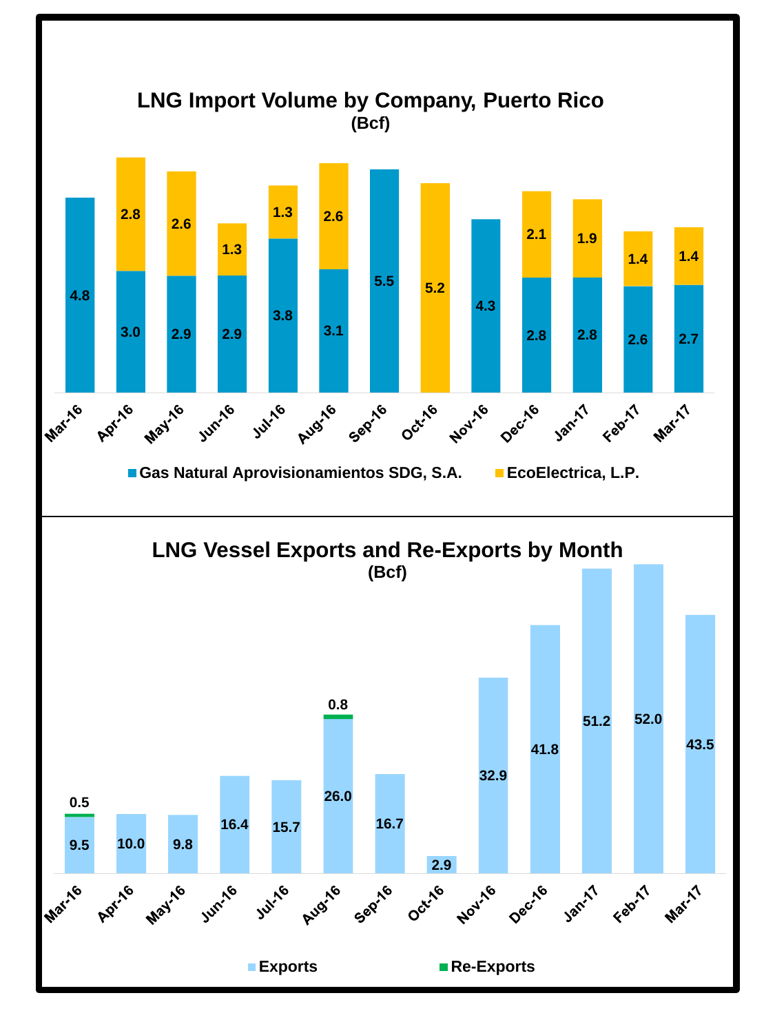## LNG Import Volume by Company, Puerto Rico

(Bcf)

4.8
2.8
3.0
2.6
2.9
1.3
2.9
1.3
3.8
2.6
3.1
5.5
5.2
4.3
2.1
2.8
1.9
2.8
1.4
2.6
1.4
2.7

Mar-16 Apr-16 May-16 Jun-16 Jul-16 Aug-16 Sep-16 Oct-16 Nov-16 Dec-16 Jan-17 Feb-17 Mar-17

Gas Natural Aprovisionamientos SDG, S.A.

EcoElectrica, L.P.

## LNG Vessel Exports and Re-Exports by Month

(Bcf)

0.5
9.5
10.0
9.8
16.4
15.7
0.8
26.0
16.7
2.9
32.9
41.8
51.2
52.0
43.5

Mar-16 Apr-16 May-16 Jun-16 Jul-16 Aug-16 Sep-16 Oct-16 Nov-16 Dec-16 Jan-17 Feb-17 Mar-17

Exports

Re-Exports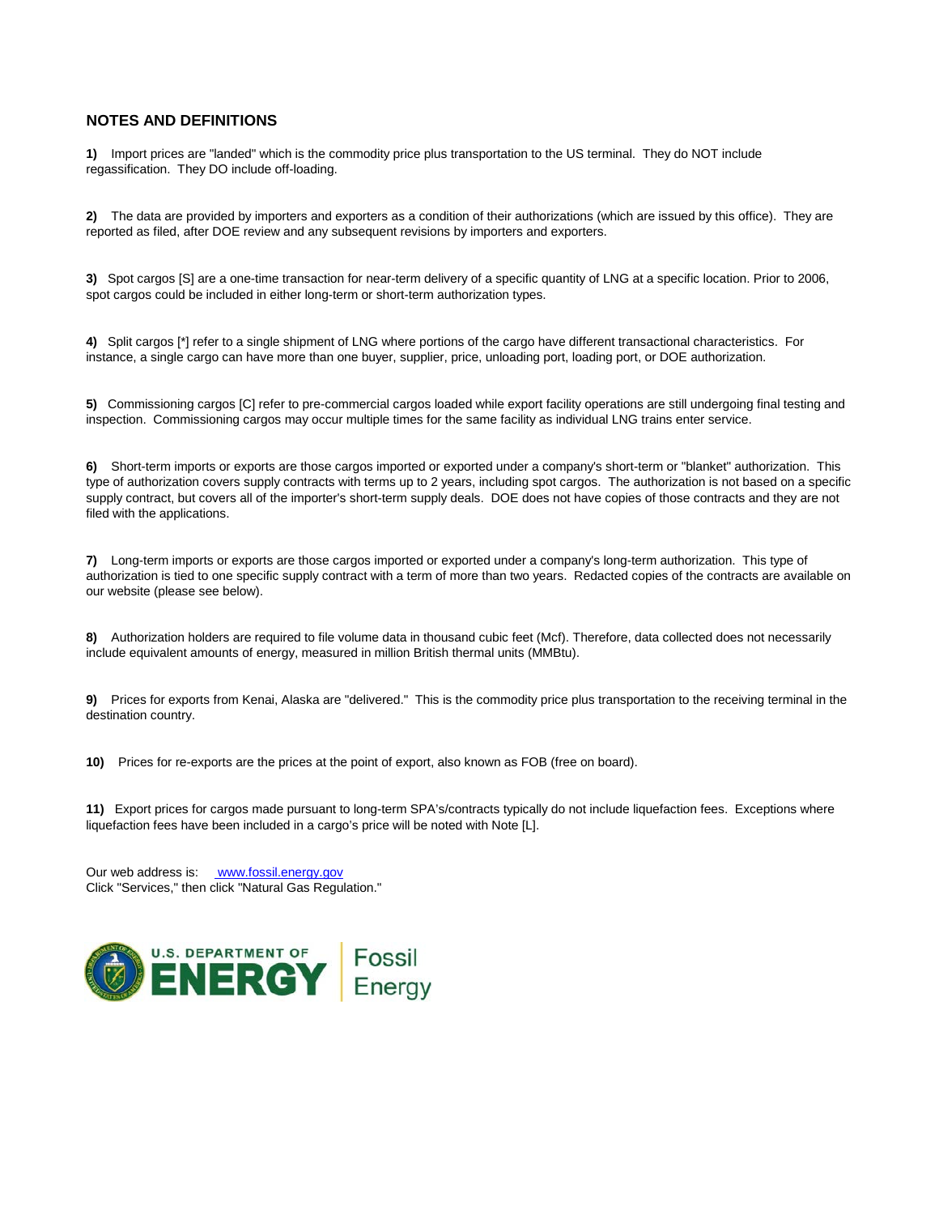## NOTES AND DEFINITIONS

**1)** Import prices are "landed" which is the commodity price plus transportation to the US terminal. They do NOT include regassification. They DO include off-loading.

**2)** The data are provided by importers and exporters as a condition of their authorizations (which are issued by this office). They are reported as filed, after DOE review and any subsequent revisions by importers and exporters.

**3)** Spot cargos [S] are a one-time transaction for near-term delivery of a specific quantity of LNG at a specific location. Prior to 2006, spot cargos could be included in either long-term or short-term authorization types.

**4)** Split cargos [*] refer to a single shipment of LNG where portions of the cargo have different transactional characteristics. For instance, a single cargo can have more than one buyer, supplier, price, unloading port, loading port, or DOE authorization.

**5)** Commissioning cargos [C] refer to pre-commercial cargos loaded while export facility operations are still undergoing final testing and inspection. Commissioning cargos may occur multiple times for the same facility as individual LNG trains enter service.

**6)** Short-term imports or exports are those cargos imported or exported under a company's short-term or "blanket" authorization. This type of authorization covers supply contracts with terms up to 2 years, including spot cargos. The authorization is not based on a specific supply contract, but covers all of the importer's short-term supply deals. DOE does not have copies of those contracts and they are not filed with the applications.

**7)** Long-term imports or exports are those cargos imported or exported under a company's long-term authorization. This type of authorization is tied to one specific supply contract with a term of more than two years. Redacted copies of the contracts are available on our website (please see below).

**8)** Authorization holders are required to file volume data in thousand cubic feet (Mcf). Therefore, data collected does not necessarily include equivalent amounts of energy, measured in million British thermal units (MMBtu).

**9)** Prices for exports from Kenai, Alaska are "delivered." This is the commodity price plus transportation to the receiving terminal in the destination country.

**10)** Prices for re-exports are the prices at the point of export, also known as FOB (free on board).

**11)** Export prices for cargos made pursuant to long-term SPA's/contracts typically do not include liquefaction fees. Exceptions where liquefaction fees have been included in a cargo's price will be noted with Note [L].

Our web address is: [www.fossil.energy.gov](http://www.fossil.energy.gov)
Click "Services," then click "Natural Gas Regulation."

U.S. DEPARTMENT OF ENERGY | Fossil Energy